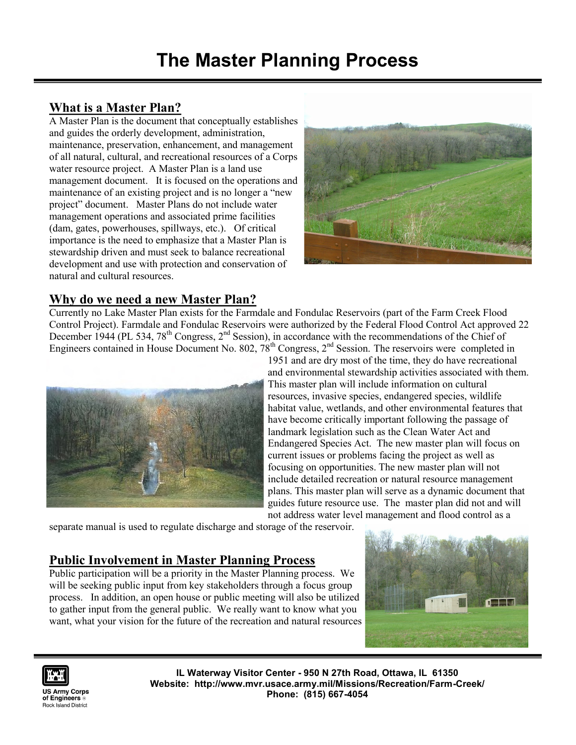# The Master Planning Process

## What is a Master Plan?

A Master Plan is the document that conceptually establishes and guides the orderly development, administration, maintenance, preservation, enhancement, and management of all natural, cultural, and recreational resources of a Corps water resource project. A Master Plan is a land use management document. It is focused on the operations and maintenance of an existing project and is no longer a "new project" document. Master Plans do not include water management operations and associated prime facilities (dam, gates, powerhouses, spillways, etc.). Of critical importance is the need to emphasize that a Master Plan is stewardship driven and must seek to balance recreational development and use with protection and conservation of natural and cultural resources.

## Why do we need a new Master Plan?

Currently no Lake Master Plan exists for the Farmdale and Fondulac Reservoirs (part of the Farm Creek Flood Control Project). Farmdale and Fondulac Reservoirs were authorized by the Federal Flood Control Act approved 22 December 1944 (PL 534, 78th Congress, 2nd Session), in accordance with the recommendations of the Chief of Engineers contained in House Document No. 802, 78th Congress, 2nd Session. The reservoirs were completed in 1951 and are dry most of the time, they do have recreational and environmental stewardship activities associated with them. This master plan will include information on cultural resources, invasive species, endangered species, wildlife habitat value, wetlands, and other environmental features that have become critically important following the passage of landmark legislation such as the Clean Water Act and Endangered Species Act. The new master plan will focus on current issues or problems facing the project as well as focusing on opportunities. The new master plan will not include detailed recreation or natural resource management plans. This master plan will serve as a dynamic document that guides future resource use. The master plan did not and will not address water level management and flood control as a separate manual is used to regulate discharge and storage of the reservoir.

## Public Involvement in Master Planning Process

Public participation will be a priority in the Master Planning process. We will be seeking public input from key stakeholders through a focus group process. In addition, an open house or public meeting will also be utilized to gather input from the general public. We really want to know what you want, what your vision for the future of the recreation and natural resources

US Army Corps of Engineers® Rock Island District

IL Waterway Visitor Center - 950 N 27th Road, Ottawa, IL 61350
Website: http://www.mvr.usace.army.mil/Missions/Recreation/Farm-Creek/
Phone: (815) 667-4054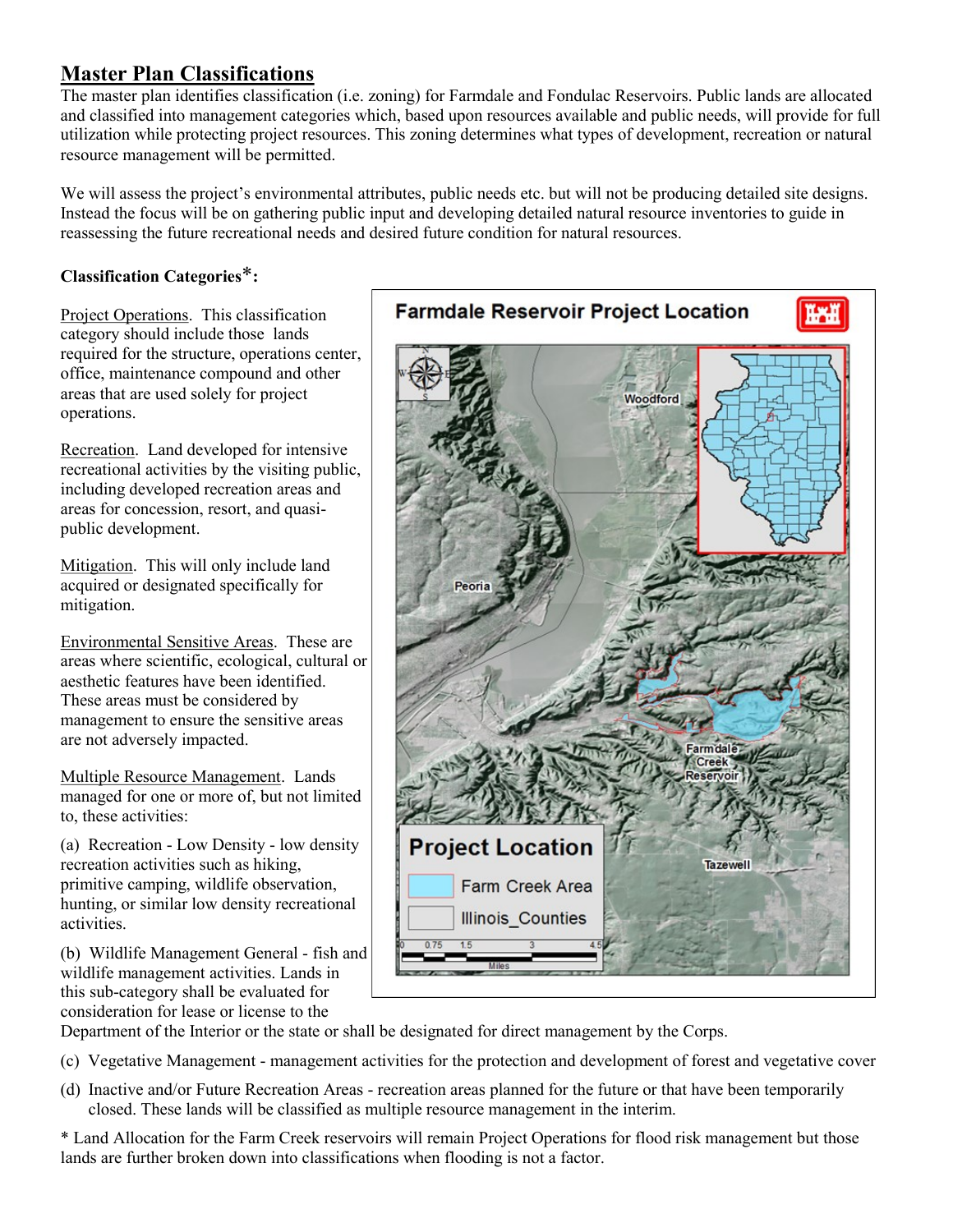## Master Plan Classifications

The master plan identifies classification (i.e. zoning) for Farmdale and Fondulac Reservoirs. Public lands are allocated and classified into management categories which, based upon resources available and public needs, will provide for full utilization while protecting project resources. This zoning determines what types of development, recreation or natural resource management will be permitted.

We will assess the project's environmental attributes, public needs etc. but will not be producing detailed site designs. Instead the focus will be on gathering public input and developing detailed natural resource inventories to guide in reassessing the future recreational needs and desired future condition for natural resources.

**Classification Categories*:**

Project Operations. This classification category should include those lands required for the structure, operations center, office, maintenance compound and other areas that are used solely for project operations.

Recreation. Land developed for intensive recreational activities by the visiting public, including developed recreation areas and areas for concession, resort, and quasi-public development.

Mitigation. This will only include land acquired or designated specifically for mitigation.

Environmental Sensitive Areas. These are areas where scientific, ecological, cultural or aesthetic features have been identified. These areas must be considered by management to ensure the sensitive areas are not adversely impacted.

Multiple Resource Management. Lands managed for one or more of, but not limited to, these activities:

(a) Recreation - Low Density - low density recreation activities such as hiking, primitive camping, wildlife observation, hunting, or similar low density recreational activities.

(b) Wildlife Management General - fish and wildlife management activities. Lands in this sub-category shall be evaluated for consideration for lease or license to the Department of the Interior or the state or shall be designated for direct management by the Corps.

(c) Vegetative Management - management activities for the protection and development of forest and vegetative cover

(d) Inactive and/or Future Recreation Areas - recreation areas planned for the future or that have been temporarily closed. These lands will be classified as multiple resource management in the interim.

Farmdale Reservoir Project Location

Woodford

Peoria

Farmdale Creek Reservoir

Tazewell

Project Location

Farm Creek Area

Illinois_Counties

0 0.75 1.5 3 4.5

Miles

\* Land Allocation for the Farm Creek reservoirs will remain Project Operations for flood risk management but those lands are further broken down into classifications when flooding is not a factor.